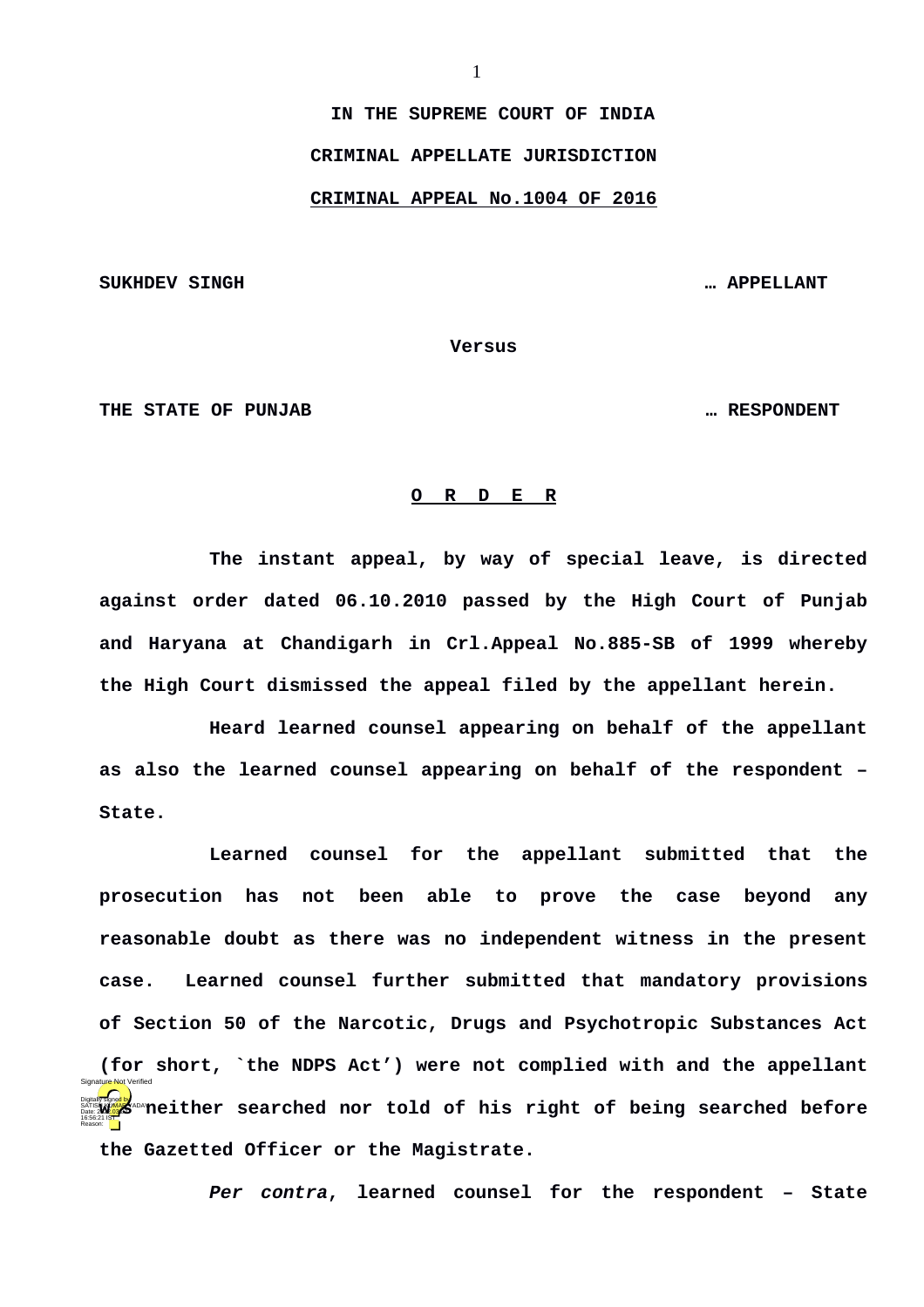**IN THE SUPREME COURT OF INDIA**

**CRIMINAL APPELLATE JURISDICTION**

**CRIMINAL APPEAL No.1004 OF 2016**

**SUKHDEV SINGH … APPELLANT**

**Versus**

**THE STATE OF PUNJAB … RESPONDENT**

**O R D E R**

**The instant appeal, by way of special leave, is directed against order dated 06.10.2010 passed by the High Court of Punjab and Haryana at Chandigarh in Crl.Appeal No.885-SB of 1999 whereby the High Court dismissed the appeal filed by the appellant herein.**

**Heard learned counsel appearing on behalf of the appellant as also the learned counsel appearing on behalf of the respondent – State.**

**Learned counsel for the appellant submitted that the prosecution has not been able to prove the case beyond any reasonable doubt as there was no independent witness in the present case. Learned counsel further submitted that mandatory provisions of Section 50 of the Narcotic, Drugs and Psychotropic Substances Act (for short, `the NDPS Act') were not complied with and the appellant was neither searched nor told of his right of being searched before the Gazetted Officer or the Magistrate.**

***Per contra*, learned counsel for the respondent – State**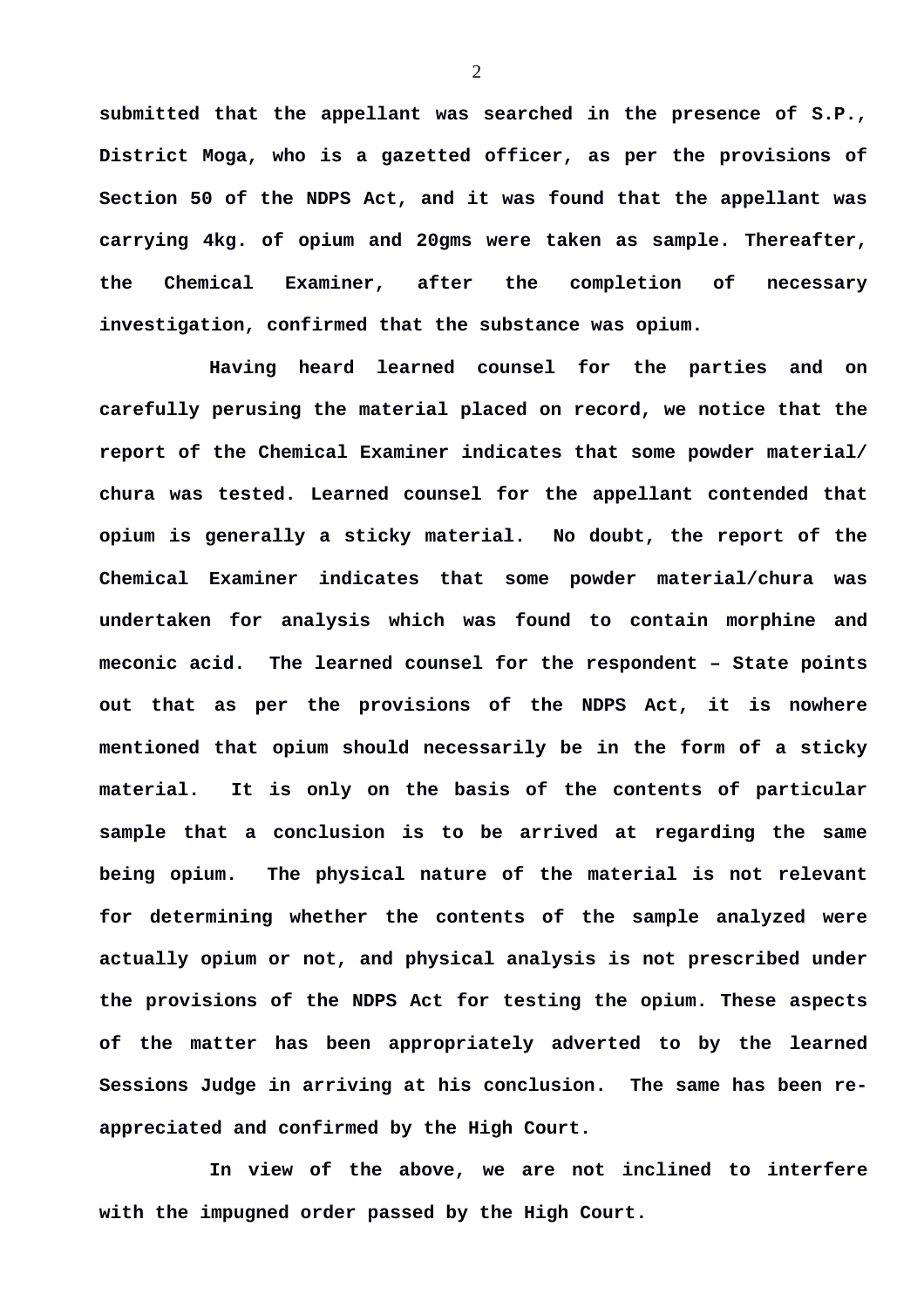**submitted that the appellant was searched in the presence of S.P., District Moga, who is a gazetted officer, as per the provisions of Section 50 of the NDPS Act, and it was found that the appellant was carrying 4kg. of opium and 20gms were taken as sample. Thereafter, the Chemical Examiner, after the completion of necessary investigation, confirmed that the substance was opium.**

**Having heard learned counsel for the parties and on carefully perusing the material placed on record, we notice that the report of the Chemical Examiner indicates that some powder material/ chura was tested. Learned counsel for the appellant contended that opium is generally a sticky material. No doubt, the report of the Chemical Examiner indicates that some powder material/chura was undertaken for analysis which was found to contain morphine and meconic acid. The learned counsel for the respondent – State points out that as per the provisions of the NDPS Act, it is nowhere mentioned that opium should necessarily be in the form of a sticky material. It is only on the basis of the contents of particular sample that a conclusion is to be arrived at regarding the same being opium. The physical nature of the material is not relevant for determining whether the contents of the sample analyzed were actually opium or not, and physical analysis is not prescribed under the provisions of the NDPS Act for testing the opium. These aspects of the matter has been appropriately adverted to by the learned Sessions Judge in arriving at his conclusion. The same has been re-appreciated and confirmed by the High Court.**

**In view of the above, we are not inclined to interfere with the impugned order passed by the High Court.**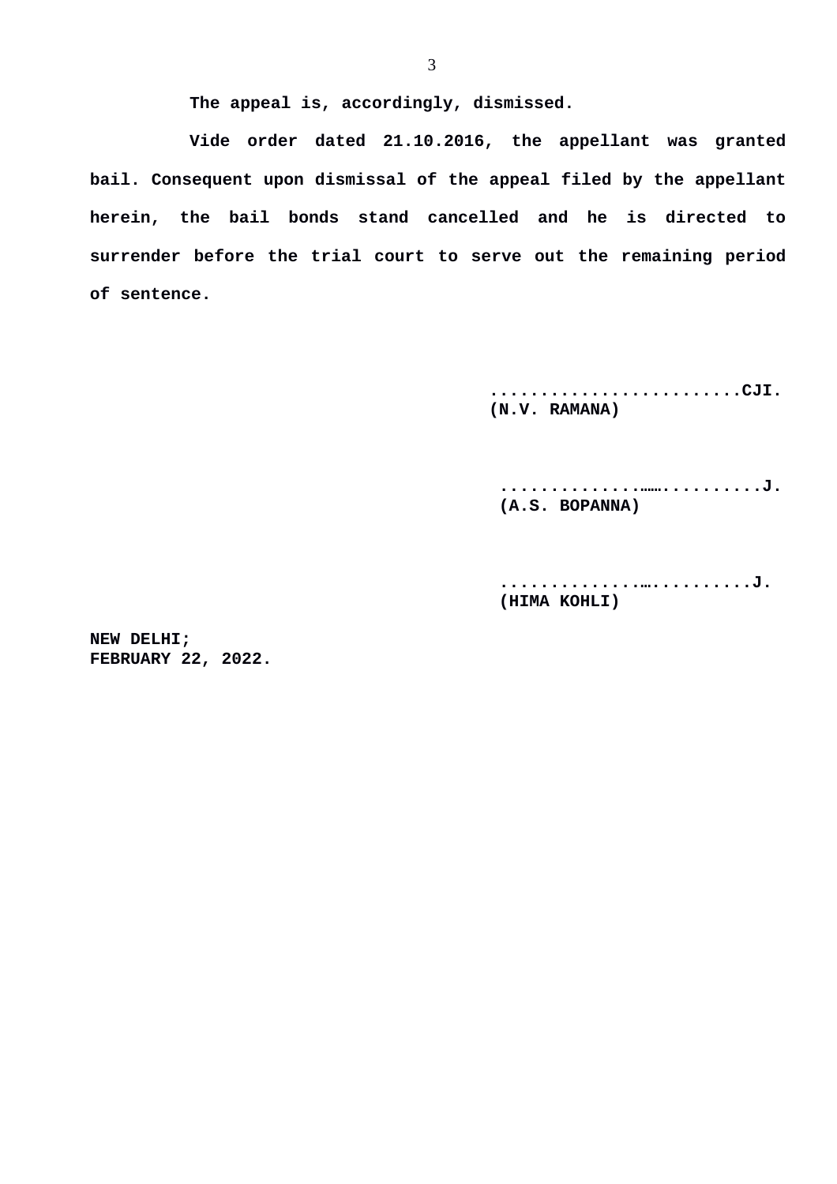**The appeal is, accordingly, dismissed.**

**Vide order dated 21.10.2016, the appellant was granted bail. Consequent upon dismissal of the appeal filed by the appellant herein, the bail bonds stand cancelled and he is directed to surrender before the trial court to serve out the remaining period of sentence.**

**........................CJI.**
**(N.V. RAMANA)**

**..............……..........J.**
**(A.S. BOPANNA)**

**..............….........J.**
**(HIMA KOHLI)**

**NEW DELHI;**
**FEBRUARY 22, 2022.**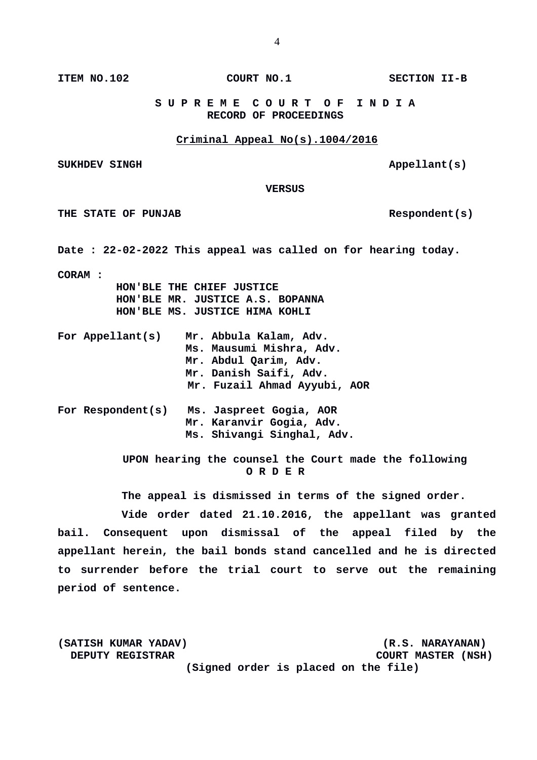**ITEM NO.102 COURT NO.1 SECTION II-B**

**S U P R E M E C O U R T O F I N D I A**
**RECORD OF PROCEEDINGS**

**Criminal Appeal No(s).1004/2016**

**SUKHDEV SINGH Appellant(s)**

**VERSUS**

**THE STATE OF PUNJAB Respondent(s)**

**Date : 22-02-2022 This appeal was called on for hearing today.**

**CORAM :**
**HON'BLE THE CHIEF JUSTICE**
**HON'BLE MR. JUSTICE A.S. BOPANNA**
**HON'BLE MS. JUSTICE HIMA KOHLI**

**For Appellant(s)** **Mr. Abbula Kalam, Adv.**
**Ms. Mausumi Mishra, Adv.**
**Mr. Abdul Qarim, Adv.**
**Mr. Danish Saifi, Adv.**
**Mr. Fuzail Ahmad Ayyubi, AOR**

**For Respondent(s)** **Ms. Jaspreet Gogia, AOR**
**Mr. Karanvir Gogia, Adv.**
**Ms. Shivangi Singhal, Adv.**

**UPON hearing the counsel the Court made the following**
**O R D E R**

**The appeal is dismissed in terms of the signed order.**

**Vide order dated 21.10.2016, the appellant was granted bail. Consequent upon dismissal of the appeal filed by the appellant herein, the bail bonds stand cancelled and he is directed to surrender before the trial court to serve out the remaining period of sentence.**

**(SATISH KUMAR YADAV)** **(R.S. NARAYANAN)**
**DEPUTY REGISTRAR** **COURT MASTER (NSH)**
**(Signed order is placed on the file)**